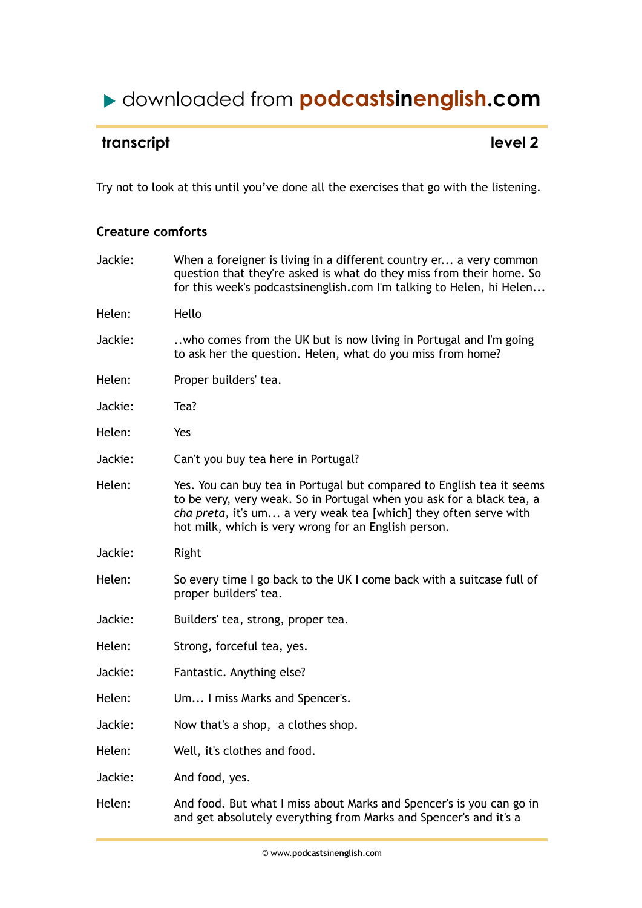▶ downloaded from **podcastsinenglish.com**

## transcript — level 2

Try not to look at this until you've done all the exercises that go with the listening.

### Creature comforts

| | |
|---|---|
| Jackie: | When a foreigner is living in a different country er... a very common question that they're asked is what do they miss from their home. So for this week's podcastsinenglish.com I'm talking to Helen, hi Helen... |
| Helen: | Hello |
| Jackie: | ..who comes from the UK but is now living in Portugal and I'm going to ask her the question. Helen, what do you miss from home? |
| Helen: | Proper builders' tea. |
| Jackie: | Tea? |
| Helen: | Yes |
| Jackie: | Can't you buy tea here in Portugal? |
| Helen: | Yes. You can buy tea in Portugal but compared to English tea it seems to be very, very weak. So in Portugal when you ask for a black tea, a *cha preta*, it's um... a very weak tea [which] they often serve with hot milk, which is very wrong for an English person. |
| Jackie: | Right |
| Helen: | So every time I go back to the UK I come back with a suitcase full of proper builders' tea. |
| Jackie: | Builders' tea, strong, proper tea. |
| Helen: | Strong, forceful tea, yes. |
| Jackie: | Fantastic. Anything else? |
| Helen: | Um... I miss Marks and Spencer's. |
| Jackie: | Now that's a shop, a clothes shop. |
| Helen: | Well, it's clothes and food. |
| Jackie: | And food, yes. |
| Helen: | And food. But what I miss about Marks and Spencer's is you can go in and get absolutely everything from Marks and Spencer's and it's a |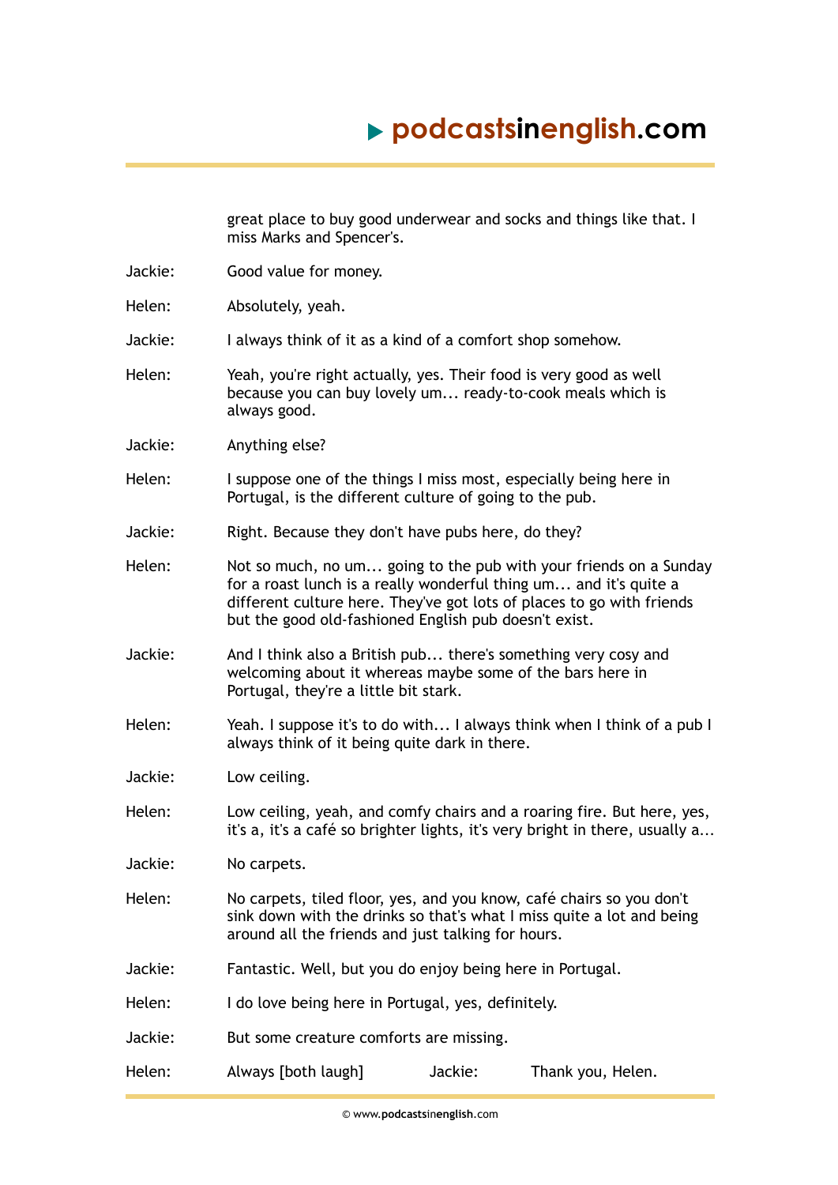great place to buy good underwear and socks and things like that. I miss Marks and Spencer's.

Jackie: Good value for money.

Helen: Absolutely, yeah.

Jackie: I always think of it as a kind of a comfort shop somehow.

Helen: Yeah, you're right actually, yes. Their food is very good as well because you can buy lovely um... ready-to-cook meals which is always good.

Jackie: Anything else?

Helen: I suppose one of the things I miss most, especially being here in Portugal, is the different culture of going to the pub.

Jackie: Right. Because they don't have pubs here, do they?

Helen: Not so much, no um... going to the pub with your friends on a Sunday for a roast lunch is a really wonderful thing um... and it's quite a different culture here. They've got lots of places to go with friends but the good old-fashioned English pub doesn't exist.

Jackie: And I think also a British pub... there's something very cosy and welcoming about it whereas maybe some of the bars here in Portugal, they're a little bit stark.

Helen: Yeah. I suppose it's to do with... I always think when I think of a pub I always think of it being quite dark in there.

Jackie: Low ceiling.

Helen: Low ceiling, yeah, and comfy chairs and a roaring fire. But here, yes, it's a, it's a café so brighter lights, it's very bright in there, usually a...

Jackie: No carpets.

Helen: No carpets, tiled floor, yes, and you know, café chairs so you don't sink down with the drinks so that's what I miss quite a lot and being around all the friends and just talking for hours.

Jackie: Fantastic. Well, but you do enjoy being here in Portugal.

Helen: I do love being here in Portugal, yes, definitely.

Jackie: But some creature comforts are missing.

Helen: Always [both laugh]

Jackie: Thank you, Helen.